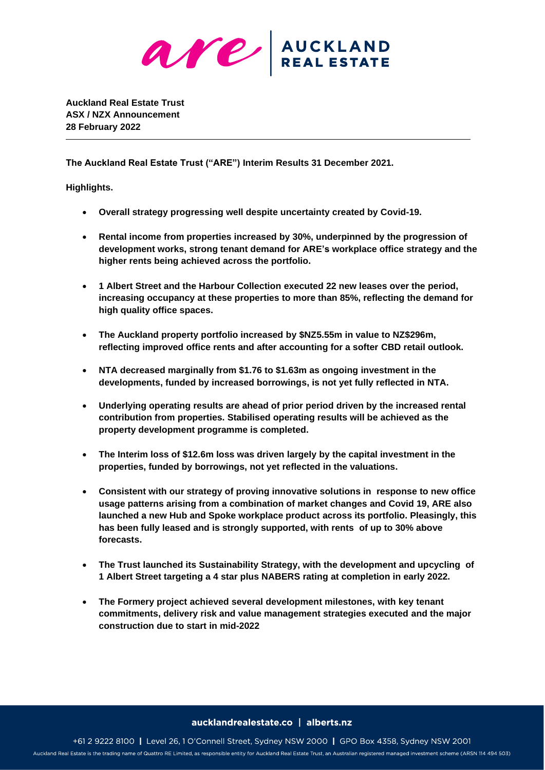**Auckland Real Estate Trust**
**ASX / NZX Announcement**
**28 February 2022**

---

**The Auckland Real Estate Trust ("ARE") Interim Results 31 December 2021.**

**Highlights.**

- **Overall strategy progressing well despite uncertainty created by Covid-19.**
- **Rental income from properties increased by 30%, underpinned by the progression of development works, strong tenant demand for ARE's workplace office strategy and the higher rents being achieved across the portfolio.**
- **1 Albert Street and the Harbour Collection executed 22 new leases over the period, increasing occupancy at these properties to more than 85%, reflecting the demand for high quality office spaces.**
- **The Auckland property portfolio increased by $NZ5.55m in value to NZ$296m, reflecting improved office rents and after accounting for a softer CBD retail outlook.**
- **NTA decreased marginally from $1.76 to $1.63m as ongoing investment in the developments, funded by increased borrowings, is not yet fully reflected in NTA.**
- **Underlying operating results are ahead of prior period driven by the increased rental contribution from properties. Stabilised operating results will be achieved as the property development programme is completed.**
- **The Interim loss of $12.6m loss was driven largely by the capital investment in the properties, funded by borrowings, not yet reflected in the valuations.**
- **Consistent with our strategy of proving innovative solutions in response to new office usage patterns arising from a combination of market changes and Covid 19, ARE also launched a new Hub and Spoke workplace product across its portfolio. Pleasingly, this has been fully leased and is strongly supported, with rents of up to 30% above forecasts.**
- **The Trust launched its Sustainability Strategy, with the development and upcycling of 1 Albert Street targeting a 4 star plus NABERS rating at completion in early 2022.**
- **The Formery project achieved several development milestones, with key tenant commitments, delivery risk and value management strategies executed and the major construction due to start in mid-2022**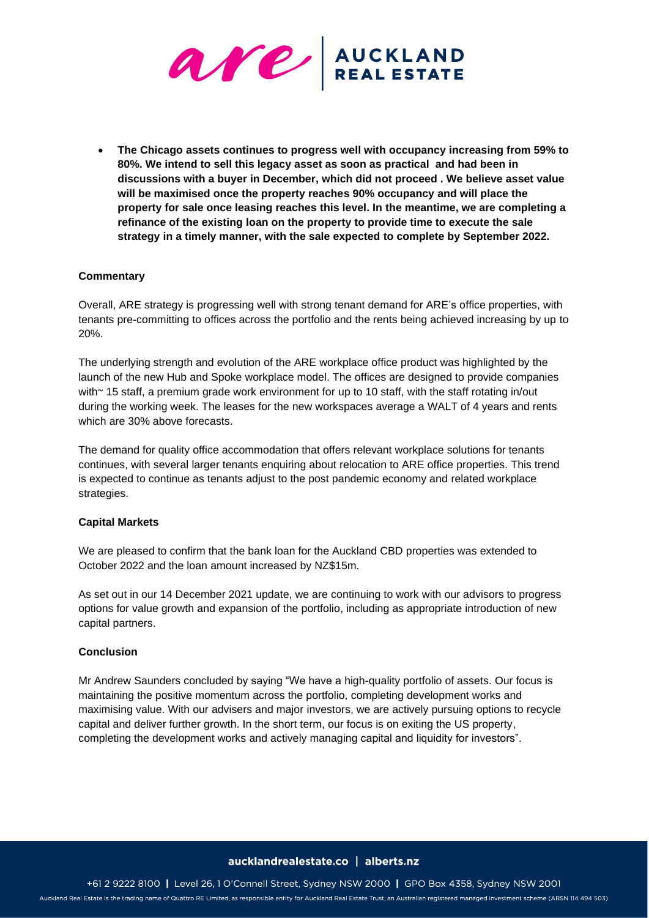- **The Chicago assets continues to progress well with occupancy increasing from 59% to 80%. We intend to sell this legacy asset as soon as practical and had been in discussions with a buyer in December, which did not proceed . We believe asset value will be maximised once the property reaches 90% occupancy and will place the property for sale once leasing reaches this level. In the meantime, we are completing a refinance of the existing loan on the property to provide time to execute the sale strategy in a timely manner, with the sale expected to complete by September 2022.**

### Commentary

Overall, ARE strategy is progressing well with strong tenant demand for ARE's office properties, with tenants pre-committing to offices across the portfolio and the rents being achieved increasing by up to 20%.

The underlying strength and evolution of the ARE workplace office product was highlighted by the launch of the new Hub and Spoke workplace model. The offices are designed to provide companies with~ 15 staff, a premium grade work environment for up to 10 staff, with the staff rotating in/out during the working week. The leases for the new workspaces average a WALT of 4 years and rents which are 30% above forecasts.

The demand for quality office accommodation that offers relevant workplace solutions for tenants continues, with several larger tenants enquiring about relocation to ARE office properties. This trend is expected to continue as tenants adjust to the post pandemic economy and related workplace strategies.

### Capital Markets

We are pleased to confirm that the bank loan for the Auckland CBD properties was extended to October 2022 and the loan amount increased by NZ$15m.

As set out in our 14 December 2021 update, we are continuing to work with our advisors to progress options for value growth and expansion of the portfolio, including as appropriate introduction of new capital partners.

### Conclusion

Mr Andrew Saunders concluded by saying "We have a high-quality portfolio of assets. Our focus is maintaining the positive momentum across the portfolio, completing development works and maximising value. With our advisers and major investors, we are actively pursuing options to recycle capital and deliver further growth. In the short term, our focus is on exiting the US property, completing the development works and actively managing capital and liquidity for investors".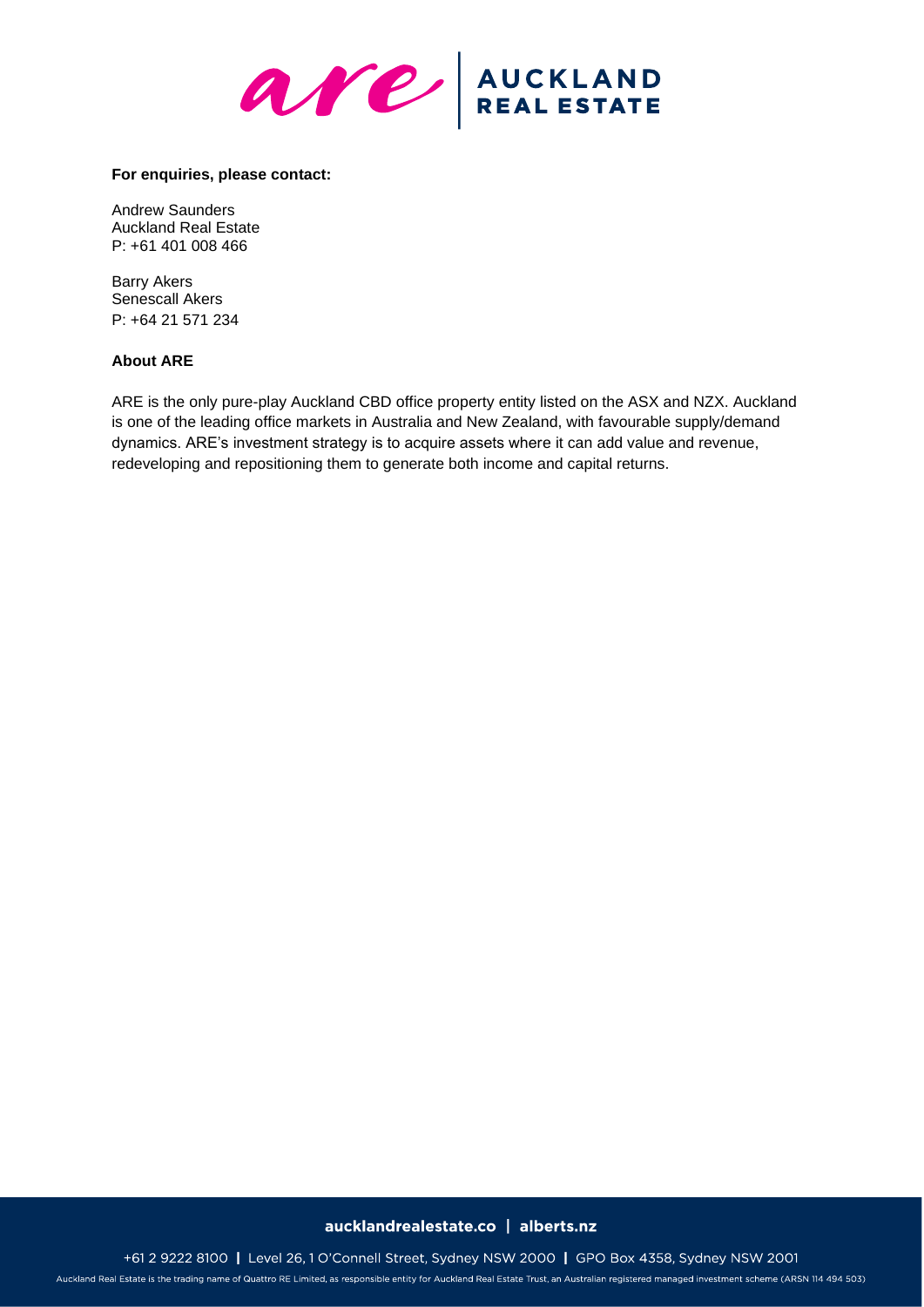**For enquiries, please contact:**

Andrew Saunders
Auckland Real Estate
P: +61 401 008 466

Barry Akers
Senescall Akers
P: +64 21 571 234

**About ARE**

ARE is the only pure-play Auckland CBD office property entity listed on the ASX and NZX. Auckland is one of the leading office markets in Australia and New Zealand, with favourable supply/demand dynamics. ARE's investment strategy is to acquire assets where it can add value and revenue, redeveloping and repositioning them to generate both income and capital returns.